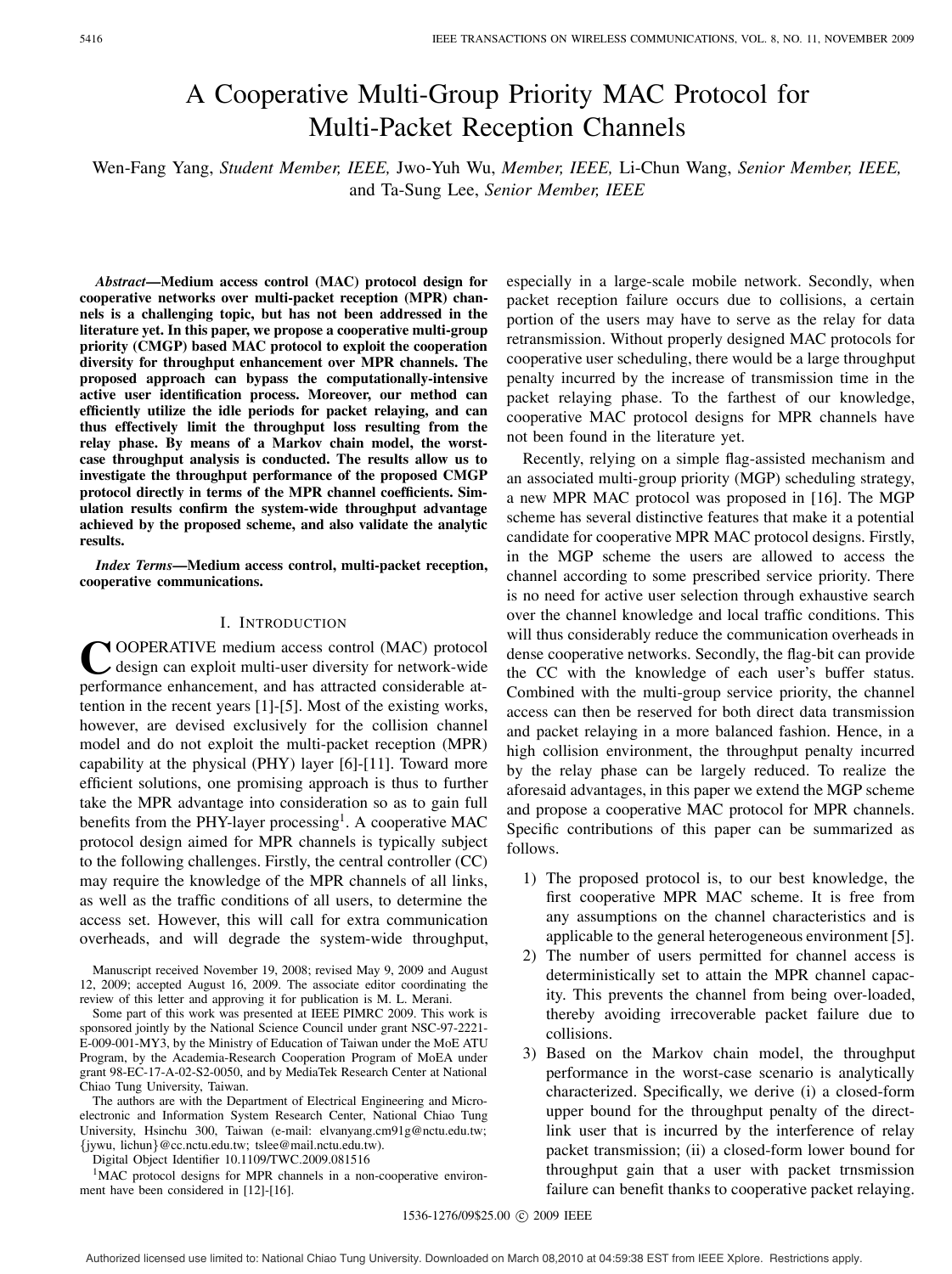# A Cooperative Multi-Group Priority MAC Protocol for Multi-Packet Reception Channels

Wen-Fang Yang, *Student Member, IEEE,* Jwo-Yuh Wu, *Member, IEEE,* Li-Chun Wang, *Senior Member, IEEE,* and Ta-Sung Lee, *Senior Member, IEEE*

***Abstract*—Medium access control (MAC) protocol design for cooperative networks over multi-packet reception (MPR) channels is a challenging topic, but has not been addressed in the literature yet. In this paper, we propose a cooperative multi-group priority (CMGP) based MAC protocol to exploit the cooperation diversity for throughput enhancement over MPR channels. The proposed approach can bypass the computationally-intensive active user identification process. Moreover, our method can efficiently utilize the idle periods for packet relaying, and can thus effectively limit the throughput loss resulting from the relay phase. By means of a Markov chain model, the worst-case throughput analysis is conducted. The results allow us to investigate the throughput performance of the proposed CMGP protocol directly in terms of the MPR channel coefficients. Simulation results confirm the system-wide throughput advantage achieved by the proposed scheme, and also validate the analytic results.**

***Index Terms*—Medium access control, multi-packet reception, cooperative communications.**

## I. Introduction

COOPERATIVE medium access control (MAC) protocol design can exploit multi-user diversity for network-wide performance enhancement, and has attracted considerable attention in the recent years [1]-[5]. Most of the existing works, however, are devised exclusively for the collision channel model and do not exploit the multi-packet reception (MPR) capability at the physical (PHY) layer [6]-[11]. Toward more efficient solutions, one promising approach is thus to further take the MPR advantage into consideration so as to gain full benefits from the PHY-layer processing[1]. A cooperative MAC protocol design aimed for MPR channels is typically subject to the following challenges. Firstly, the central controller (CC) may require the knowledge of the MPR channels of all links, as well as the traffic conditions of all users, to determine the access set. However, this will call for extra communication overheads, and will degrade the system-wide throughput, especially in a large-scale mobile network. Secondly, when packet reception failure occurs due to collisions, a certain portion of the users may have to serve as the relay for data retransmission. Without properly designed MAC protocols for cooperative user scheduling, there would be a large throughput penalty incurred by the increase of transmission time in the packet relaying phase. To the farthest of our knowledge, cooperative MAC protocol designs for MPR channels have not been found in the literature yet.

Recently, relying on a simple flag-assisted mechanism and an associated multi-group priority (MGP) scheduling strategy, a new MPR MAC protocol was proposed in [16]. The MGP scheme has several distinctive features that make it a potential candidate for cooperative MPR MAC protocol designs. Firstly, in the MGP scheme the users are allowed to access the channel according to some prescribed service priority. There is no need for active user selection through exhaustive search over the channel knowledge and local traffic conditions. This will thus considerably reduce the communication overheads in dense cooperative networks. Secondly, the flag-bit can provide the CC with the knowledge of each user's buffer status. Combined with the multi-group service priority, the channel access can then be reserved for both direct data transmission and packet relaying in a more balanced fashion. Hence, in a high collision environment, the throughput penalty incurred by the relay phase can be largely reduced. To realize the aforesaid advantages, in this paper we extend the MGP scheme and propose a cooperative MAC protocol for MPR channels. Specific contributions of this paper can be summarized as follows.

1) The proposed protocol is, to our best knowledge, the first cooperative MPR MAC scheme. It is free from any assumptions on the channel characteristics and is applicable to the general heterogeneous environment [5].
2) The number of users permitted for channel access is deterministically set to attain the MPR channel capacity. This prevents the channel from being over-loaded, thereby avoiding irrecoverable packet failure due to collisions.
3) Based on the Markov chain model, the throughput performance in the worst-case scenario is analytically characterized. Specifically, we derive (i) a closed-form upper bound for the throughput penalty of the direct-link user that is incurred by the interference of relay packet transmission; (ii) a closed-form lower bound for throughput gain that a user with packet trnsmission failure can benefit thanks to cooperative packet relaying.

Manuscript received November 19, 2008; revised May 9, 2009 and August 12, 2009; accepted August 16, 2009. The associate editor coordinating the review of this letter and approving it for publication is M. L. Merani.

Some part of this work was presented at IEEE PIMRC 2009. This work is sponsored jointly by the National Science Council under grant NSC-97-2221-E-009-001-MY3, by the Ministry of Education of Taiwan under the MoE ATU Program, by the Academia-Research Cooperation Program of MoEA under grant 98-EC-17-A-02-S2-0050, and by MediaTek Research Center at National Chiao Tung University, Taiwan.

The authors are with the Department of Electrical Engineering and Microelectronic and Information System Research Center, National Chiao Tung University, Hsinchu 300, Taiwan (e-mail: elvanyang.cm91g@nctu.edu.tw; {jywu, lichun}@cc.nctu.edu.tw; tslee@mail.nctu.edu.tw).

Digital Object Identifier 10.1109/TWC.2009.081516

[1]MAC protocol designs for MPR channels in a non-cooperative environment have been considered in [12]-[16].

1536-1276/09$25.00 © 2009 IEEE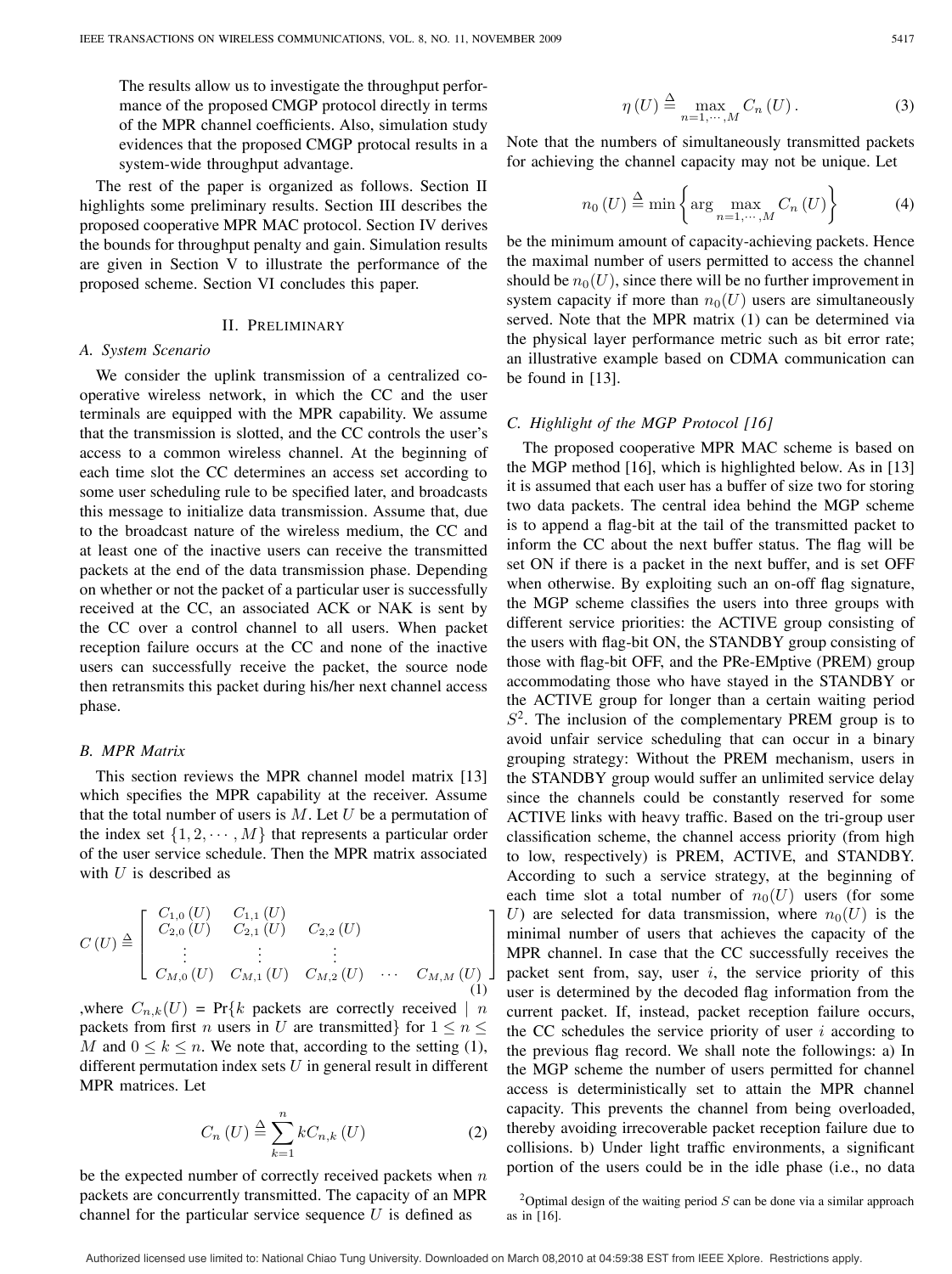The results allow us to investigate the throughput performance of the proposed CMGP protocol directly in terms of the MPR channel coefficients. Also, simulation study evidences that the proposed CMGP protocal results in a system-wide throughput advantage.

The rest of the paper is organized as follows. Section II highlights some preliminary results. Section III describes the proposed cooperative MPR MAC protocol. Section IV derives the bounds for throughput penalty and gain. Simulation results are given in Section V to illustrate the performance of the proposed scheme. Section VI concludes this paper.

## II. Preliminary

### A. System Scenario

We consider the uplink transmission of a centralized cooperative wireless network, in which the CC and the user terminals are equipped with the MPR capability. We assume that the transmission is slotted, and the CC controls the user's access to a common wireless channel. At the beginning of each time slot the CC determines an access set according to some user scheduling rule to be specified later, and broadcasts this message to initialize data transmission. Assume that, due to the broadcast nature of the wireless medium, the CC and at least one of the inactive users can receive the transmitted packets at the end of the data transmission phase. Depending on whether or not the packet of a particular user is successfully received at the CC, an associated ACK or NAK is sent by the CC over a control channel to all users. When packet reception failure occurs at the CC and none of the inactive users can successfully receive the packet, the source node then retransmits this packet during his/her next channel access phase.

### B. MPR Matrix

This section reviews the MPR channel model matrix [13] which specifies the MPR capability at the receiver. Assume that the total number of users is $M$. Let $U$ be a permutation of the index set $\{1, 2, \cdots, M\}$ that represents a particular order of the user service schedule. Then the MPR matrix associated with $U$ is described as

$$C(U) \triangleq \begin{bmatrix} C_{1,0}(U) & C_{1,1}(U) & & & \\ C_{2,0}(U) & C_{2,1}(U) & C_{2,2}(U) & & \\ \vdots & \vdots & \vdots & & \\ C_{M,0}(U) & C_{M,1}(U) & C_{M,2}(U) & \cdots & C_{M,M}(U) \end{bmatrix} \quad (1)$$

,where $C_{n,k}(U) = \Pr\{k$ packets are correctly received $\mid n$ packets from first $n$ users in $U$ are transmitted$\}$ for $1 \leq n \leq M$ and $0 \leq k \leq n$. We note that, according to the setting (1), different permutation index sets $U$ in general result in different MPR matrices. Let

$$C_n(U) \triangleq \sum_{k=1}^{n} k C_{n,k}(U) \quad (2)$$

be the expected number of correctly received packets when $n$ packets are concurrently transmitted. The capacity of an MPR channel for the particular service sequence $U$ is defined as

$$\eta(U) \triangleq \max_{n=1,\cdots,M} C_n(U). \quad (3)$$

Note that the numbers of simultaneously transmitted packets for achieving the channel capacity may not be unique. Let

$$n_0(U) \triangleq \min \left\{ \arg \max_{n=1,\cdots,M} C_n(U) \right\} \quad (4)$$

be the minimum amount of capacity-achieving packets. Hence the maximal number of users permitted to access the channel should be $n_0(U)$, since there will be no further improvement in system capacity if more than $n_0(U)$ users are simultaneously served. Note that the MPR matrix (1) can be determined via the physical layer performance metric such as bit error rate; an illustrative example based on CDMA communication can be found in [13].

### C. Highlight of the MGP Protocol [16]

The proposed cooperative MPR MAC scheme is based on the MGP method [16], which is highlighted below. As in [13] it is assumed that each user has a buffer of size two for storing two data packets. The central idea behind the MGP scheme is to append a flag-bit at the tail of the transmitted packet to inform the CC about the next buffer status. The flag will be set ON if there is a packet in the next buffer, and is set OFF when otherwise. By exploiting such an on-off flag signature, the MGP scheme classifies the users into three groups with different service priorities: the ACTIVE group consisting of the users with flag-bit ON, the STANDBY group consisting of those with flag-bit OFF, and the PRe-EMptive (PREM) group accommodating those who have stayed in the STANDBY or the ACTIVE group for longer than a certain waiting period $S$[2]. The inclusion of the complementary PREM group is to avoid unfair service scheduling that can occur in a binary grouping strategy: Without the PREM mechanism, users in the STANDBY group would suffer an unlimited service delay since the channels could be constantly reserved for some ACTIVE links with heavy traffic. Based on the tri-group user classification scheme, the channel access priority (from high to low, respectively) is PREM, ACTIVE, and STANDBY. According to such a service strategy, at the beginning of each time slot a total number of $n_0(U)$ users (for some $U$) are selected for data transmission, where $n_0(U)$ is the minimal number of users that achieves the capacity of the MPR channel. In case that the CC successfully receives the packet sent from, say, user $i$, the service priority of this user is determined by the decoded flag information from the current packet. If, instead, packet reception failure occurs, the CC schedules the service priority of user $i$ according to the previous flag record. We shall note the followings: a) In the MGP scheme the number of users permitted for channel access is deterministically set to attain the MPR channel capacity. This prevents the channel from being overloaded, thereby avoiding irrecoverable packet reception failure due to collisions. b) Under light traffic environments, a significant portion of the users could be in the idle phase (i.e., no data

[2]Optimal design of the waiting period $S$ can be done via a similar approach as in [16].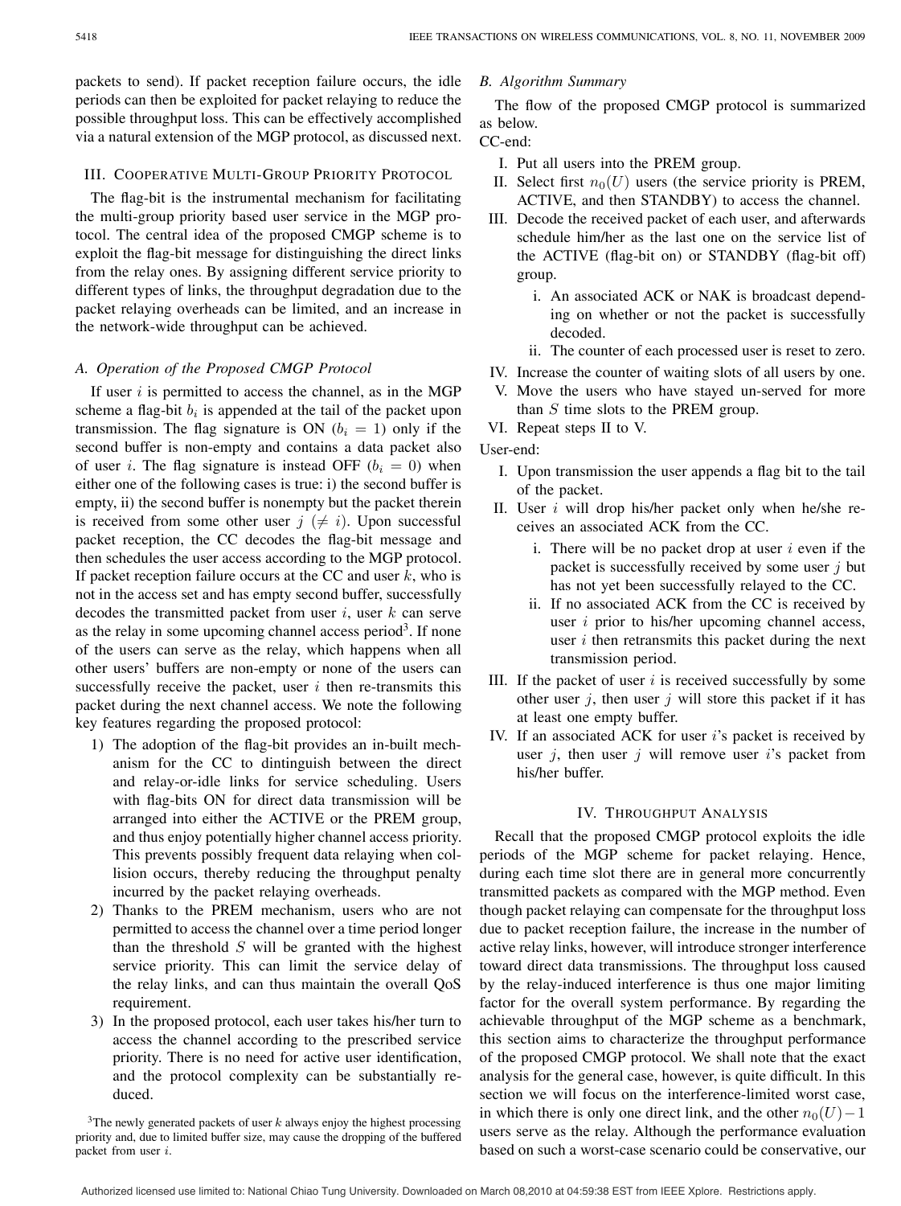packets to send). If packet reception failure occurs, the idle periods can then be exploited for packet relaying to reduce the possible throughput loss. This can be effectively accomplished via a natural extension of the MGP protocol, as discussed next.

## III. Cooperative Multi-Group Priority Protocol

The flag-bit is the instrumental mechanism for facilitating the multi-group priority based user service in the MGP protocol. The central idea of the proposed CMGP scheme is to exploit the flag-bit message for distinguishing the direct links from the relay ones. By assigning different service priority to different types of links, the throughput degradation due to the packet relaying overheads can be limited, and an increase in the network-wide throughput can be achieved.

### A. Operation of the Proposed CMGP Protocol

If user $i$ is permitted to access the channel, as in the MGP scheme a flag-bit $b_i$ is appended at the tail of the packet upon transmission. The flag signature is ON ($b_i = 1$) only if the second buffer is non-empty and contains a data packet also of user $i$. The flag signature is instead OFF ($b_i = 0$) when either one of the following cases is true: i) the second buffer is empty, ii) the second buffer is nonempty but the packet therein is received from some other user $j$ ($\neq i$). Upon successful packet reception, the CC decodes the flag-bit message and then schedules the user access according to the MGP protocol. If packet reception failure occurs at the CC and user $k$, who is not in the access set and has empty second buffer, successfully decodes the transmitted packet from user $i$, user $k$ can serve as the relay in some upcoming channel access period[3]. If none of the users can serve as the relay, which happens when all other users' buffers are non-empty or none of the users can successfully receive the packet, user $i$ then re-transmits this packet during the next channel access. We note the following key features regarding the proposed protocol:

1) The adoption of the flag-bit provides an in-built mechanism for the CC to dintinguish between the direct and relay-or-idle links for service scheduling. Users with flag-bits ON for direct data transmission will be arranged into either the ACTIVE or the PREM group, and thus enjoy potentially higher channel access priority. This prevents possibly frequent data relaying when collision occurs, thereby reducing the throughput penalty incurred by the packet relaying overheads.
2) Thanks to the PREM mechanism, users who are not permitted to access the channel over a time period longer than the threshold $S$ will be granted with the highest service priority. This can limit the service delay of the relay links, and can thus maintain the overall QoS requirement.
3) In the proposed protocol, each user takes his/her turn to access the channel according to the prescribed service priority. There is no need for active user identification, and the protocol complexity can be substantially reduced.

[3]The newly generated packets of user $k$ always enjoy the highest processing priority and, due to limited buffer size, may cause the dropping of the buffered packet from user $i$.

### B. Algorithm Summary

The flow of the proposed CMGP protocol is summarized as below.

CC-end:

I. Put all users into the PREM group.
II. Select first $n_0(U)$ users (the service priority is PREM, ACTIVE, and then STANDBY) to access the channel.
III. Decode the received packet of each user, and afterwards schedule him/her as the last one on the service list of the ACTIVE (flag-bit on) or STANDBY (flag-bit off) group.
   i. An associated ACK or NAK is broadcast depending on whether or not the packet is successfully decoded.
   ii. The counter of each processed user is reset to zero.
IV. Increase the counter of waiting slots of all users by one.
V. Move the users who have stayed un-served for more than $S$ time slots to the PREM group.
VI. Repeat steps II to V.

User-end:

I. Upon transmission the user appends a flag bit to the tail of the packet.
II. User $i$ will drop his/her packet only when he/she receives an associated ACK from the CC.
   i. There will be no packet drop at user $i$ even if the packet is successfully received by some user $j$ but has not yet been successfully relayed to the CC.
   ii. If no associated ACK from the CC is received by user $i$ prior to his/her upcoming channel access, user $i$ then retransmits this packet during the next transmission period.
III. If the packet of user $i$ is received successfully by some other user $j$, then user $j$ will store this packet if it has at least one empty buffer.
IV. If an associated ACK for user $i$'s packet is received by user $j$, then user $j$ will remove user $i$'s packet from his/her buffer.

## IV. Throughput Analysis

Recall that the proposed CMGP protocol exploits the idle periods of the MGP scheme for packet relaying. Hence, during each time slot there are in general more concurrently transmitted packets as compared with the MGP method. Even though packet relaying can compensate for the throughput loss due to packet reception failure, the increase in the number of active relay links, however, will introduce stronger interference toward direct data transmissions. The throughput loss caused by the relay-induced interference is thus one major limiting factor for the overall system performance. By regarding the achievable throughput of the MGP scheme as a benchmark, this section aims to characterize the throughput performance of the proposed CMGP protocol. We shall note that the exact analysis for the general case, however, is quite difficult. In this section we will focus on the interference-limited worst case, in which there is only one direct link, and the other $n_0(U)-1$ users serve as the relay. Although the performance evaluation based on such a worst-case scenario could be conservative, our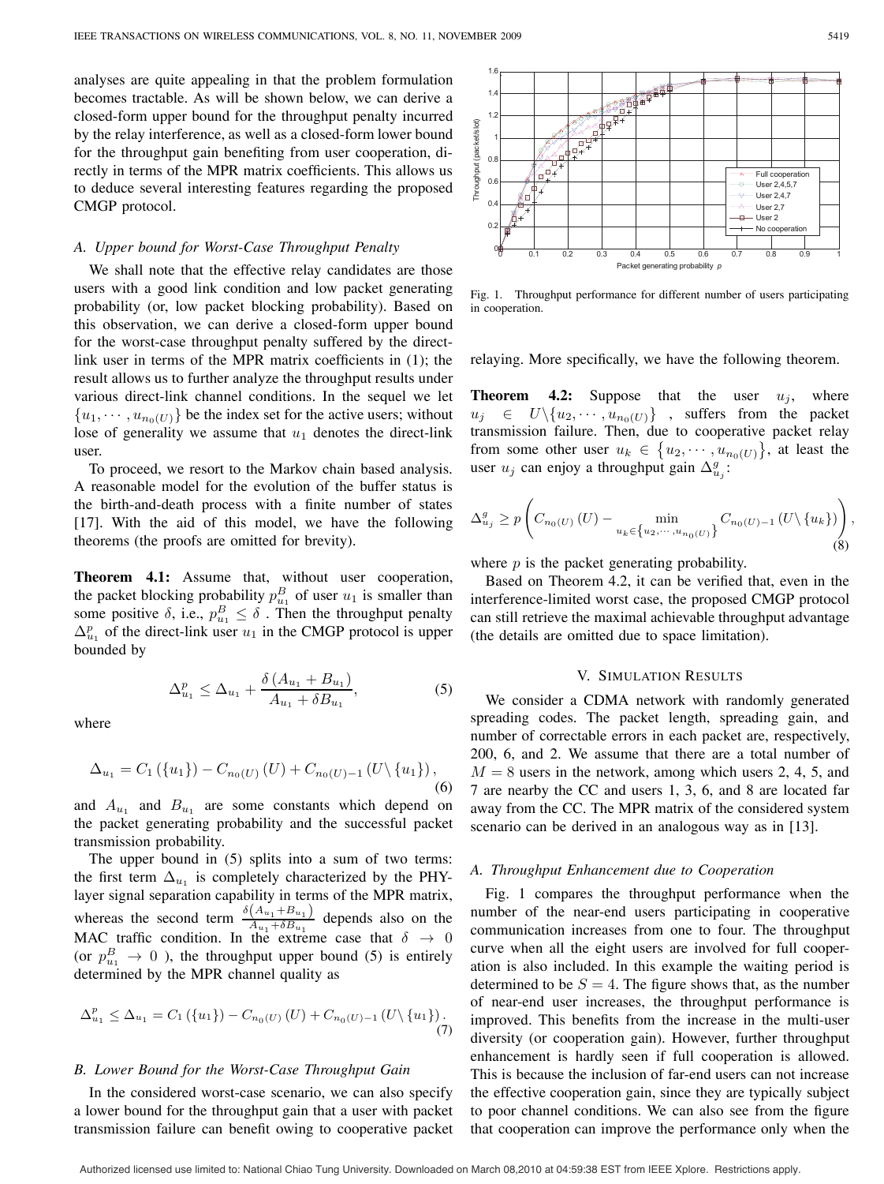analyses are quite appealing in that the problem formulation becomes tractable. As will be shown below, we can derive a closed-form upper bound for the throughput penalty incurred by the relay interference, as well as a closed-form lower bound for the throughput gain benefiting from user cooperation, directly in terms of the MPR matrix coefficients. This allows us to deduce several interesting features regarding the proposed CMGP protocol.

### A. Upper bound for Worst-Case Throughput Penalty

We shall note that the effective relay candidates are those users with a good link condition and low packet generating probability (or, low packet blocking probability). Based on this observation, we can derive a closed-form upper bound for the worst-case throughput penalty suffered by the direct-link user in terms of the MPR matrix coefficients in (1); the result allows us to further analyze the throughput results under various direct-link channel conditions. In the sequel we let $\{u_1, \cdots, u_{n_0(U)}\}$ be the index set for the active users; without lose of generality we assume that $u_1$ denotes the direct-link user.

To proceed, we resort to the Markov chain based analysis. A reasonable model for the evolution of the buffer status is the birth-and-death process with a finite number of states [17]. With the aid of this model, we have the following theorems (the proofs are omitted for brevity).

**Theorem 4.1:** Assume that, without user cooperation, the packet blocking probability $p_{u_1}^B$ of user $u_1$ is smaller than some positive $\delta$, i.e., $p_{u_1}^B \leq \delta$ . Then the throughput penalty $\Delta_{u_1}^p$ of the direct-link user $u_1$ in the CMGP protocol is upper bounded by

$$\Delta_{u_1}^p \leq \Delta_{u_1} + \frac{\delta\left(A_{u_1} + B_{u_1}\right)}{A_{u_1} + \delta B_{u_1}}, \tag{5}$$

where

$$\Delta_{u_1} = C_1\left(\{u_1\}\right) - C_{n_0(U)}\left(U\right) + C_{n_0(U)-1}\left(U \backslash \{u_1\}\right), \tag{6}$$

and $A_{u_1}$ and $B_{u_1}$ are some constants which depend on the packet generating probability and the successful packet transmission probability.

The upper bound in (5) splits into a sum of two terms: the first term $\Delta_{u_1}$ is completely characterized by the PHY-layer signal separation capability in terms of the MPR matrix, whereas the second term $\frac{\delta\left(A_{u_1}+B_{u_1}\right)}{A_{u_1}+\delta B_{u_1}}$ depends also on the MAC traffic condition. In the extreme case that $\delta \to 0$ (or $p_{u_1}^B \to 0$ ), the throughput upper bound (5) is entirely determined by the MPR channel quality as

$$\Delta_{u_1}^p \leq \Delta_{u_1} = C_1\left(\{u_1\}\right) - C_{n_0(U)}\left(U\right) + C_{n_0(U)-1}\left(U \backslash \{u_1\}\right). \tag{7}$$

### B. Lower Bound for the Worst-Case Throughput Gain

In the considered worst-case scenario, we can also specify a lower bound for the throughput gain that a user with packet transmission failure can benefit owing to cooperative packet relaying. More specifically, we have the following theorem.

**Theorem 4.2:** Suppose that the user $u_j$, where $u_j \in U \backslash \{u_2, \cdots, u_{n_0(U)}\}$ , suffers from the packet transmission failure. Then, due to cooperative packet relay from some other user $u_k \in \{u_2, \cdots, u_{n_0(U)}\}$, at least the user $u_j$ can enjoy a throughput gain $\Delta_{u_j}^g$:

$$\Delta_{u_j}^g \geq p\left(C_{n_0(U)}\left(U\right) - \min_{u_k \in \{u_2, \cdots, u_{n_0(U)}\}} C_{n_0(U)-1}\left(U \backslash \{u_k\}\right)\right), \tag{8}$$

where $p$ is the packet generating probability.

Based on Theorem 4.2, it can be verified that, even in the interference-limited worst case, the proposed CMGP protocol can still retrieve the maximal achievable throughput advantage (the details are omitted due to space limitation).

## V. Simulation Results

We consider a CDMA network with randomly generated spreading codes. The packet length, spreading gain, and number of correctable errors in each packet are, respectively, 200, 6, and 2. We assume that there are a total number of $M = 8$ users in the network, among which users 2, 4, 5, and 7 are nearby the CC and users 1, 3, 6, and 8 are located far away from the CC. The MPR matrix of the considered system scenario can be derived in an analogous way as in [13].

### A. Throughput Enhancement due to Cooperation

Fig. 1 compares the throughput performance when the number of the near-end users participating in cooperative communication increases from one to four. The throughput curve when all the eight users are involved for full cooperation is also included. In this example the waiting period is determined to be $S = 4$. The figure shows that, as the number of near-end user increases, the throughput performance is improved. This benefits from the increase in the multi-user diversity (or cooperation gain). However, further throughput enhancement is hardly seen if full cooperation is allowed. This is because the inclusion of far-end users can not increase the effective cooperation gain, since they are typically subject to poor channel conditions. We can also see from the figure that cooperation can improve the performance only when the

Fig. 1. Throughput performance for different number of users participating in cooperation.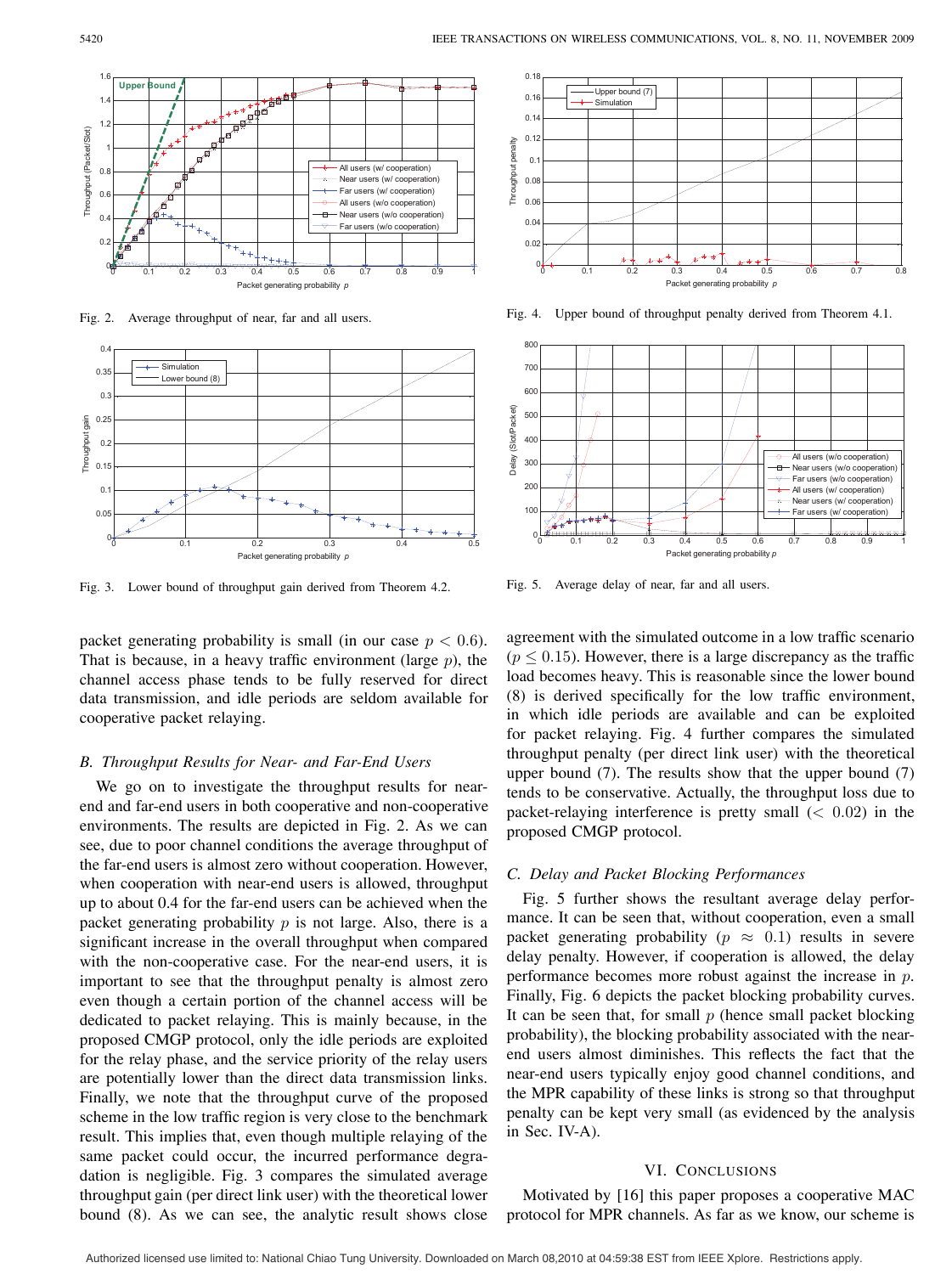Fig. 2. Average throughput of near, far and all users.

Fig. 3. Lower bound of throughput gain derived from Theorem 4.2.

Fig. 4. Upper bound of throughput penalty derived from Theorem 4.1.

Fig. 5. Average delay of near, far and all users.

packet generating probability is small (in our case $p < 0.6$). That is because, in a heavy traffic environment (large $p$), the channel access phase tends to be fully reserved for direct data transmission, and idle periods are seldom available for cooperative packet relaying.

### *B. Throughput Results for Near- and Far-End Users*

We go on to investigate the throughput results for near-end and far-end users in both cooperative and non-cooperative environments. The results are depicted in Fig. 2. As we can see, due to poor channel conditions the average throughput of the far-end users is almost zero without cooperation. However, when cooperation with near-end users is allowed, throughput up to about 0.4 for the far-end users can be achieved when the packet generating probability $p$ is not large. Also, there is a significant increase in the overall throughput when compared with the non-cooperative case. For the near-end users, it is important to see that the throughput penalty is almost zero even though a certain portion of the channel access will be dedicated to packet relaying. This is mainly because, in the proposed CMGP protocol, only the idle periods are exploited for the relay phase, and the service priority of the relay users are potentially lower than the direct data transmission links. Finally, we note that the throughput curve of the proposed scheme in the low traffic region is very close to the benchmark result. This implies that, even though multiple relaying of the same packet could occur, the incurred performance degradation is negligible. Fig. 3 compares the simulated average throughput gain (per direct link user) with the theoretical lower bound (8). As we can see, the analytic result shows close agreement with the simulated outcome in a low traffic scenario ($p \leq 0.15$). However, there is a large discrepancy as the traffic load becomes heavy. This is reasonable since the lower bound (8) is derived specifically for the low traffic environment, in which idle periods are available and can be exploited for packet relaying. Fig. 4 further compares the simulated throughput penalty (per direct link user) with the theoretical upper bound (7). The results show that the upper bound (7) tends to be conservative. Actually, the throughput loss due to packet-relaying interference is pretty small ($< 0.02$) in the proposed CMGP protocol.

### *C. Delay and Packet Blocking Performances*

Fig. 5 further shows the resultant average delay performance. It can be seen that, without cooperation, even a small packet generating probability ($p \approx 0.1$) results in severe delay penalty. However, if cooperation is allowed, the delay performance becomes more robust against the increase in $p$. Finally, Fig. 6 depicts the packet blocking probability curves. It can be seen that, for small $p$ (hence small packet blocking probability), the blocking probability associated with the near-end users almost diminishes. This reflects the fact that the near-end users typically enjoy good channel conditions, and the MPR capability of these links is strong so that throughput penalty can be kept very small (as evidenced by the analysis in Sec. IV-A).

## VI. Conclusions

Motivated by [16] this paper proposes a cooperative MAC protocol for MPR channels. As far as we know, our scheme is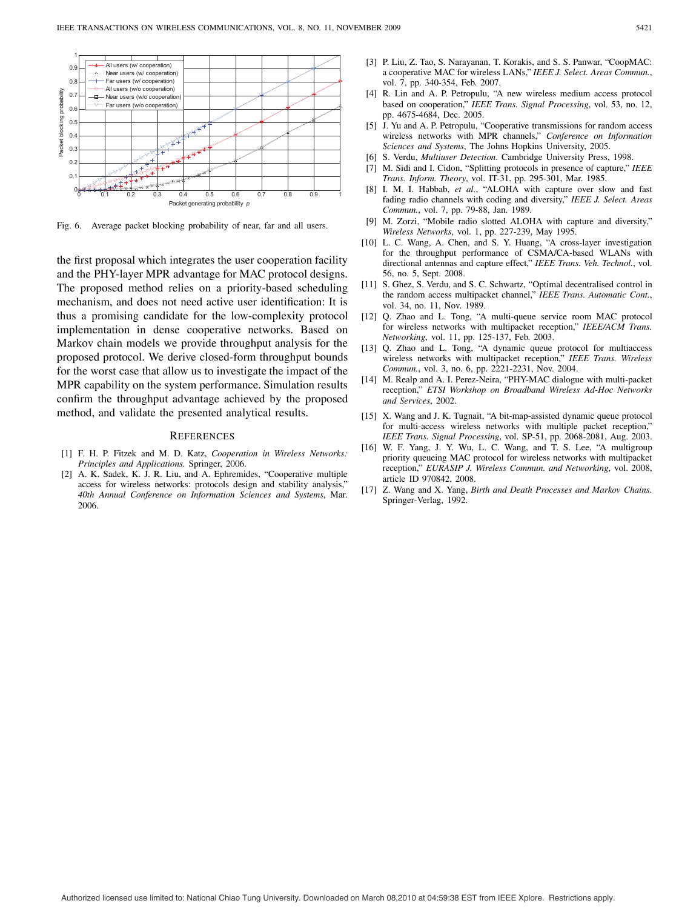Packet blocking probability

1
0.9
0.8
0.7
0.6
0.5
0.4
0.3
0.2
0.1
0

All users (w/ cooperation)
Near users (w/ cooperation)
Far users (w/ cooperation)
All users (w/o cooperation)
Near users (w/o cooperation)
Far users (w/o cooperation)

0 0.1 0.2 0.3 0.4 0.5 0.6 0.7 0.8 0.9 1

Packet generating probability $p$

Fig. 6. Average packet blocking probability of near, far and all users.

the first proposal which integrates the user cooperation facility and the PHY-layer MPR advantage for MAC protocol designs. The proposed method relies on a priority-based scheduling mechanism, and does not need active user identification: It is thus a promising candidate for the low-complexity protocol implementation in dense cooperative networks. Based on Markov chain models we provide throughput analysis for the proposed protocol. We derive closed-form throughput bounds for the worst case that allow us to investigate the impact of the MPR capability on the system performance. Simulation results confirm the throughput advantage achieved by the proposed method, and validate the presented analytical results.

## References

[1] F. H. P. Fitzek and M. D. Katz, *Cooperation in Wireless Networks: Principles and Applications.* Springer, 2006.

[2] A. K. Sadek, K. J. R. Liu, and A. Ephremides, "Cooperative multiple access for wireless networks: protocols design and stability analysis," *40th Annual Conference on Information Sciences and Systems*, Mar. 2006.

[3] P. Liu, Z. Tao, S. Narayanan, T. Korakis, and S. S. Panwar, "CoopMAC: a cooperative MAC for wireless LANs," *IEEE J. Select. Areas Commun.*, vol. 7, pp. 340-354, Feb. 2007.

[4] R. Lin and A. P. Petropulu, "A new wireless medium access protocol based on cooperation," *IEEE Trans. Signal Processing*, vol. 53, no. 12, pp. 4675-4684, Dec. 2005.

[5] J. Yu and A. P. Petropulu, "Cooperative transmissions for random access wireless networks with MPR channels," *Conference on Information Sciences and Systems*, The Johns Hopkins University, 2005.

[6] S. Verdu, *Multiuser Detection*. Cambridge University Press, 1998.

[7] M. Sidi and I. Cidon, "Splitting protocols in presence of capture," *IEEE Trans. Inform. Theory*, vol. IT-31, pp. 295-301, Mar. 1985.

[8] I. M. I. Habbab, *et al.*, "ALOHA with capture over slow and fast fading radio channels with coding and diversity," *IEEE J. Select. Areas Commun.*, vol. 7, pp. 79-88, Jan. 1989.

[9] M. Zorzi, "Mobile radio slotted ALOHA with capture and diversity," *Wireless Networks*, vol. 1, pp. 227-239, May 1995.

[10] L. C. Wang, A. Chen, and S. Y. Huang, "A cross-layer investigation for the throughput performance of CSMA/CA-based WLANs with directional antennas and capture effect," *IEEE Trans. Veh. Technol.*, vol. 56, no. 5, Sept. 2008.

[11] S. Ghez, S. Verdu, and S. C. Schwartz, "Optimal decentralised control in the random access multipacket channel," *IEEE Trans. Automatic Cont.*, vol. 34, no. 11, Nov. 1989.

[12] Q. Zhao and L. Tong, "A multi-queue service room MAC protocol for wireless networks with multipacket reception," *IEEE/ACM Trans. Networking*, vol. 11, pp. 125-137, Feb. 2003.

[13] Q. Zhao and L. Tong, "A dynamic queue protocol for multiaccess wireless networks with multipacket reception," *IEEE Trans. Wireless Commun.*, vol. 3, no. 6, pp. 2221-2231, Nov. 2004.

[14] M. Realp and A. I. Perez-Neira, "PHY-MAC dialogue with multi-packet reception," *ETSI Workshop on Broadband Wireless Ad-Hoc Networks and Services*, 2002.

[15] X. Wang and J. K. Tugnait, "A bit-map-assisted dynamic queue protocol for multi-access wireless networks with multiple packet reception," *IEEE Trans. Signal Processing*, vol. SP-51, pp. 2068-2081, Aug. 2003.

[16] W. F. Yang, J. Y. Wu, L. C. Wang, and T. S. Lee, "A multigroup priority queueing MAC protocol for wireless networks with multipacket reception," *EURASIP J. Wireless Commun. and Networking*, vol. 2008, article ID 970842, 2008.

[17] Z. Wang and X. Yang, *Birth and Death Processes and Markov Chains*. Springer-Verlag, 1992.